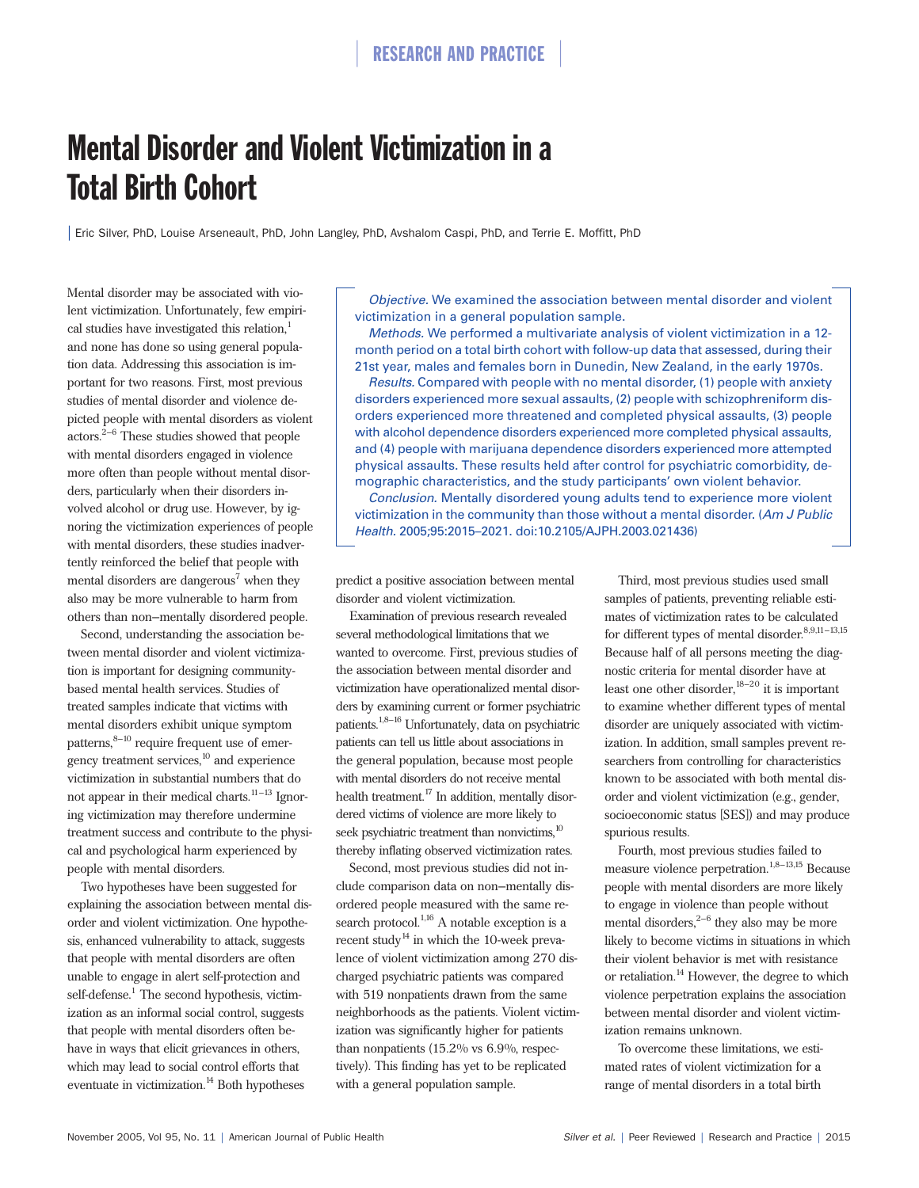# Mental Disorder and Violent Victimization in a Total Birth Cohort

Eric Silver, PhD, Louise Arseneault, PhD, John Langley, PhD, Avshalom Caspi, PhD, and Terrie E. Moffitt, PhD

*Objective.* We examined the association between mental disorder and violent victimization in a general population sample.

*Methods.* We performed a multivariate analysis of violent victimization in a 12-month period on a total birth cohort with follow-up data that assessed, during their 21st year, males and females born in Dunedin, New Zealand, in the early 1970s.

*Results.* Compared with people with no mental disorder, (1) people with anxiety disorders experienced more sexual assaults, (2) people with schizophreniform disorders experienced more threatened and completed physical assaults, (3) people with alcohol dependence disorders experienced more completed physical assaults, and (4) people with marijuana dependence disorders experienced more attempted physical assaults. These results held after control for psychiatric comorbidity, demographic characteristics, and the study participants' own violent behavior.

*Conclusion.* Mentally disordered young adults tend to experience more violent victimization in the community than those without a mental disorder. (*Am J Public Health.* 2005;95:2015–2021. doi:10.2105/AJPH.2003.021436)

Mental disorder may be associated with violent victimization. Unfortunately, few empirical studies have investigated this relation,[1] and none has done so using general population data. Addressing this association is important for two reasons. First, most previous studies of mental disorder and violence depicted people with mental disorders as violent actors.[2–6] These studies showed that people with mental disorders engaged in violence more often than people without mental disorders, particularly when their disorders involved alcohol or drug use. However, by ignoring the victimization experiences of people with mental disorders, these studies inadvertently reinforced the belief that people with mental disorders are dangerous[7] when they also may be more vulnerable to harm from others than non–mentally disordered people.

Second, understanding the association between mental disorder and violent victimization is important for designing community-based mental health services. Studies of treated samples indicate that victims with mental disorders exhibit unique symptom patterns,[8–10] require frequent use of emergency treatment services,[10] and experience victimization in substantial numbers that do not appear in their medical charts.[11–13] Ignoring victimization may therefore undermine treatment success and contribute to the physical and psychological harm experienced by people with mental disorders.

Two hypotheses have been suggested for explaining the association between mental disorder and violent victimization. One hypothesis, enhanced vulnerability to attack, suggests that people with mental disorders are often unable to engage in alert self-protection and self-defense.[1] The second hypothesis, victimization as an informal social control, suggests that people with mental disorders often behave in ways that elicit grievances in others, which may lead to social control efforts that eventuate in victimization.[14] Both hypotheses predict a positive association between mental disorder and violent victimization.

Examination of previous research revealed several methodological limitations that we wanted to overcome. First, previous studies of the association between mental disorder and victimization have operationalized mental disorders by examining current or former psychiatric patients.[1,8–16] Unfortunately, data on psychiatric patients can tell us little about associations in the general population, because most people with mental disorders do not receive mental health treatment.[17] In addition, mentally disordered victims of violence are more likely to seek psychiatric treatment than nonvictims,[10] thereby inflating observed victimization rates.

Second, most previous studies did not include comparison data on non–mentally disordered people measured with the same research protocol.[1,16] A notable exception is a recent study[14] in which the 10-week prevalence of violent victimization among 270 discharged psychiatric patients was compared with 519 nonpatients drawn from the same neighborhoods as the patients. Violent victimization was significantly higher for patients than nonpatients (15.2% vs 6.9%, respectively). This finding has yet to be replicated with a general population sample.

Third, most previous studies used small samples of patients, preventing reliable estimates of victimization rates to be calculated for different types of mental disorder.[8,9,11–13,15] Because half of all persons meeting the diagnostic criteria for mental disorder have at least one other disorder,[18–20] it is important to examine whether different types of mental disorder are uniquely associated with victimization. In addition, small samples prevent researchers from controlling for characteristics known to be associated with both mental disorder and violent victimization (e.g., gender, socioeconomic status [SES]) and may produce spurious results.

Fourth, most previous studies failed to measure violence perpetration.[1,8–13,15] Because people with mental disorders are more likely to engage in violence than people without mental disorders,[2–6] they also may be more likely to become victims in situations in which their violent behavior is met with resistance or retaliation.[14] However, the degree to which violence perpetration explains the association between mental disorder and violent victimization remains unknown.

To overcome these limitations, we estimated rates of violent victimization for a range of mental disorders in a total birth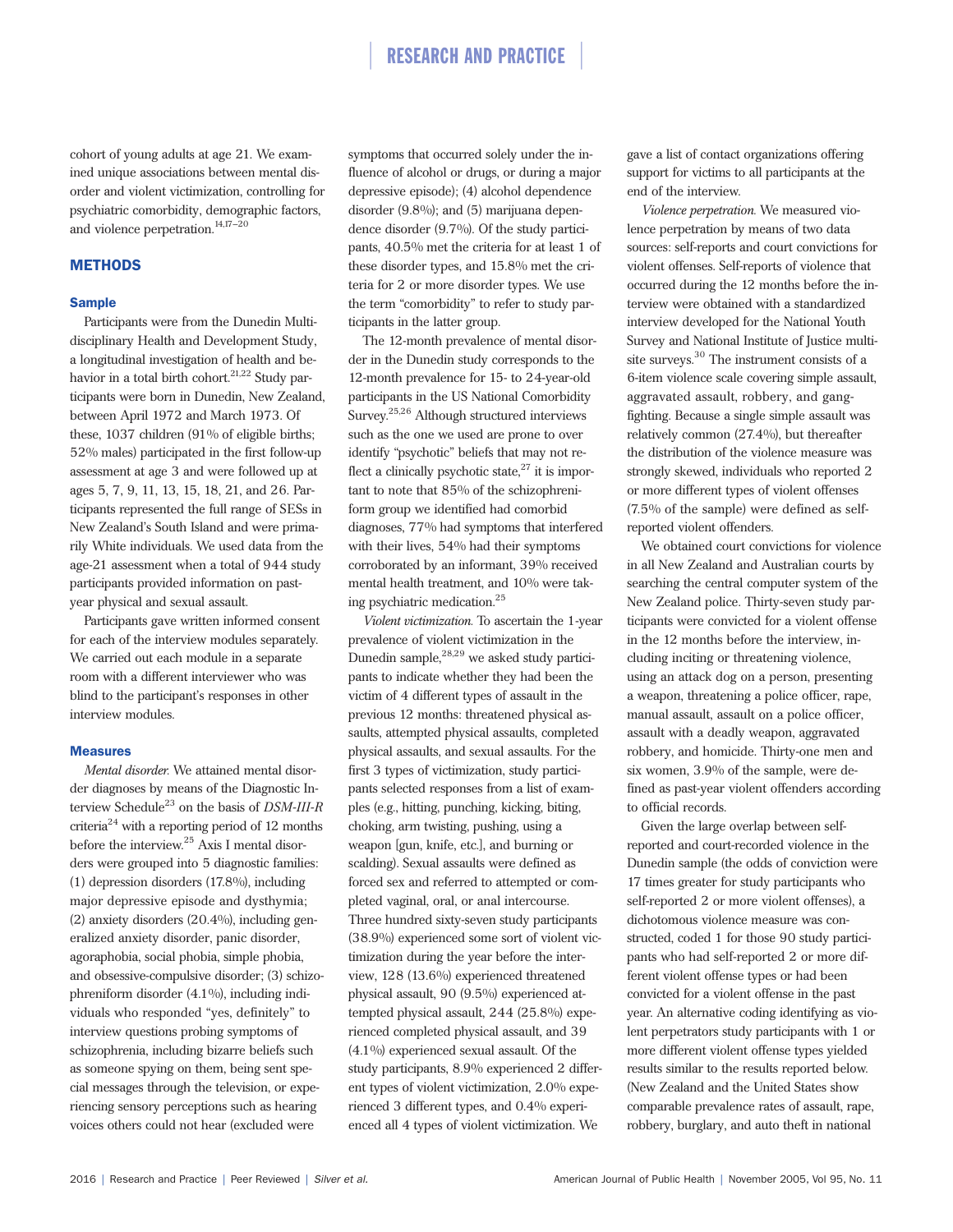cohort of young adults at age 21. We examined unique associations between mental disorder and violent victimization, controlling for psychiatric comorbidity, demographic factors, and violence perpetration.[14,17–20]

## METHODS

### Sample

Participants were from the Dunedin Multidisciplinary Health and Development Study, a longitudinal investigation of health and behavior in a total birth cohort.[21,22] Study participants were born in Dunedin, New Zealand, between April 1972 and March 1973. Of these, 1037 children (91% of eligible births; 52% males) participated in the first follow-up assessment at age 3 and were followed up at ages 5, 7, 9, 11, 13, 15, 18, 21, and 26. Participants represented the full range of SESs in New Zealand's South Island and were primarily White individuals. We used data from the age-21 assessment when a total of 944 study participants provided information on past-year physical and sexual assault.

Participants gave written informed consent for each of the interview modules separately. We carried out each module in a separate room with a different interviewer who was blind to the participant's responses in other interview modules.

### Measures

*Mental disorder.* We attained mental disorder diagnoses by means of the Diagnostic Interview Schedule[23] on the basis of *DSM-III-R* criteria[24] with a reporting period of 12 months before the interview.[25] Axis I mental disorders were grouped into 5 diagnostic families: (1) depression disorders (17.8%), including major depressive episode and dysthymia; (2) anxiety disorders (20.4%), including generalized anxiety disorder, panic disorder, agoraphobia, social phobia, simple phobia, and obsessive-compulsive disorder; (3) schizophreniform disorder (4.1%), including individuals who responded "yes, definitely" to interview questions probing symptoms of schizophrenia, including bizarre beliefs such as someone spying on them, being sent special messages through the television, or experiencing sensory perceptions such as hearing voices others could not hear (excluded were symptoms that occurred solely under the influence of alcohol or drugs, or during a major depressive episode); (4) alcohol dependence disorder (9.8%); and (5) marijuana dependence disorder (9.7%). Of the study participants, 40.5% met the criteria for at least 1 of these disorder types, and 15.8% met the criteria for 2 or more disorder types. We use the term "comorbidity" to refer to study participants in the latter group.

The 12-month prevalence of mental disorder in the Dunedin study corresponds to the 12-month prevalence for 15- to 24-year-old participants in the US National Comorbidity Survey.[25,26] Although structured interviews such as the one we used are prone to over identify "psychotic" beliefs that may not reflect a clinically psychotic state,[27] it is important to note that 85% of the schizophreniform group we identified had comorbid diagnoses, 77% had symptoms that interfered with their lives, 54% had their symptoms corroborated by an informant, 39% received mental health treatment, and 10% were taking psychiatric medication.[25]

*Violent victimization.* To ascertain the 1-year prevalence of violent victimization in the Dunedin sample,[28,29] we asked study participants to indicate whether they had been the victim of 4 different types of assault in the previous 12 months: threatened physical assaults, attempted physical assaults, completed physical assaults, and sexual assaults. For the first 3 types of victimization, study participants selected responses from a list of examples (e.g., hitting, punching, kicking, biting, choking, arm twisting, pushing, using a weapon [gun, knife, etc.], and burning or scalding). Sexual assaults were defined as forced sex and referred to attempted or completed vaginal, oral, or anal intercourse. Three hundred sixty-seven study participants (38.9%) experienced some sort of violent victimization during the year before the interview, 128 (13.6%) experienced threatened physical assault, 90 (9.5%) experienced attempted physical assault, 244 (25.8%) experienced completed physical assault, and 39 (4.1%) experienced sexual assault. Of the study participants, 8.9% experienced 2 different types of violent victimization, 2.0% experienced 3 different types, and 0.4% experienced all 4 types of violent victimization. We gave a list of contact organizations offering support for victims to all participants at the end of the interview.

*Violence perpetration.* We measured violence perpetration by means of two data sources: self-reports and court convictions for violent offenses. Self-reports of violence that occurred during the 12 months before the interview were obtained with a standardized interview developed for the National Youth Survey and National Institute of Justice multisite surveys.[30] The instrument consists of a 6-item violence scale covering simple assault, aggravated assault, robbery, and gang-fighting. Because a single simple assault was relatively common (27.4%), but thereafter the distribution of the violence measure was strongly skewed, individuals who reported 2 or more different types of violent offenses (7.5% of the sample) were defined as self-reported violent offenders.

We obtained court convictions for violence in all New Zealand and Australian courts by searching the central computer system of the New Zealand police. Thirty-seven study participants were convicted for a violent offense in the 12 months before the interview, including inciting or threatening violence, using an attack dog on a person, presenting a weapon, threatening a police officer, rape, manual assault, assault on a police officer, assault with a deadly weapon, aggravated robbery, and homicide. Thirty-one men and six women, 3.9% of the sample, were defined as past-year violent offenders according to official records.

Given the large overlap between self-reported and court-recorded violence in the Dunedin sample (the odds of conviction were 17 times greater for study participants who self-reported 2 or more violent offenses), a dichotomous violence measure was constructed, coded 1 for those 90 study participants who had self-reported 2 or more different violent offense types or had been convicted for a violent offense in the past year. An alternative coding identifying as violent perpetrators study participants with 1 or more different violent offense types yielded results similar to the results reported below. (New Zealand and the United States show comparable prevalence rates of assault, rape, robbery, burglary, and auto theft in national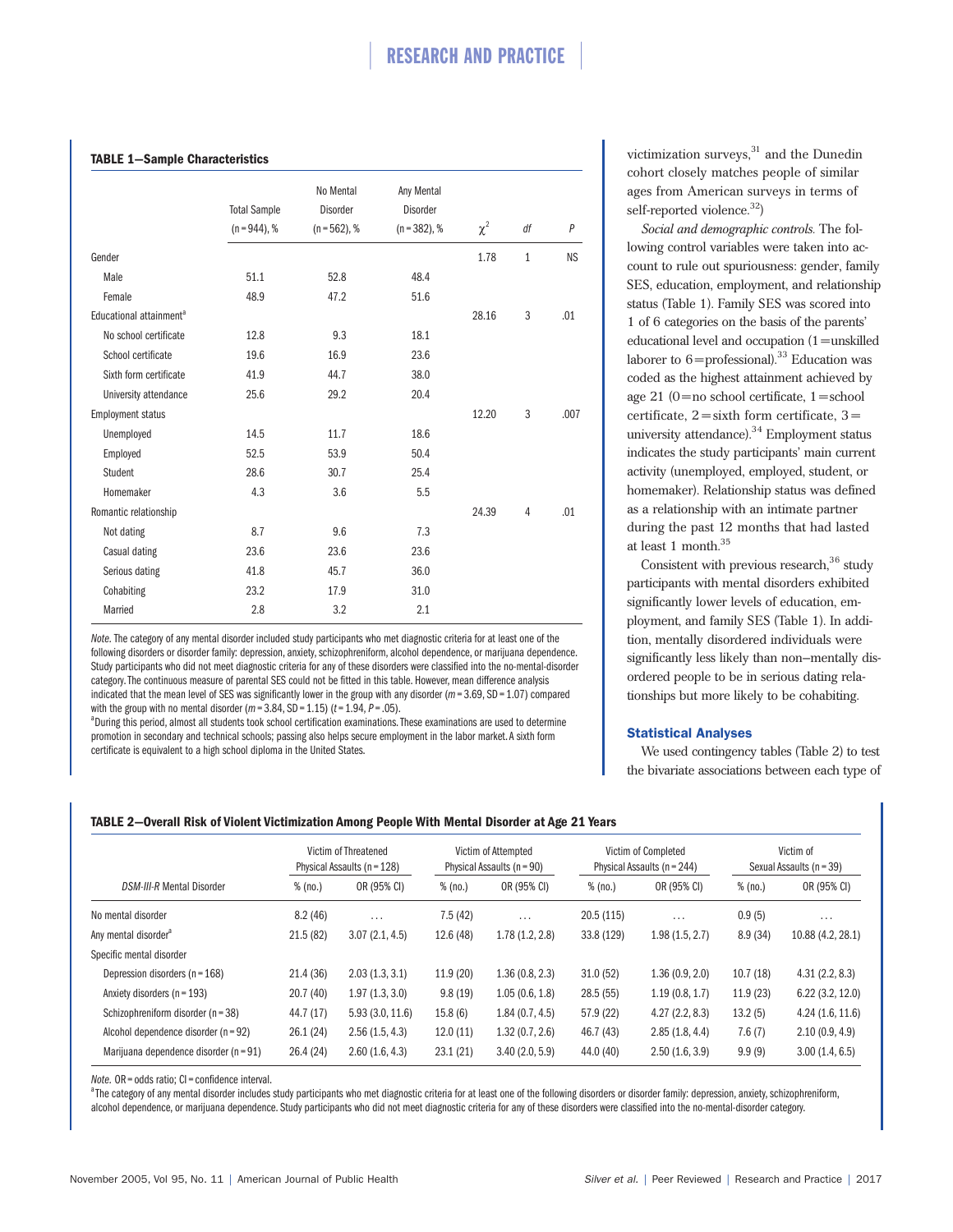**TABLE 1—Sample Characteristics**

| | Total Sample (n = 944), % | No Mental Disorder (n = 562), % | Any Mental Disorder (n = 382), % | $\chi^2$ | df | P |
|---|---|---|---|---|---|---|
| Gender | | | | 1.78 | 1 | NS |
| Male | 51.1 | 52.8 | 48.4 | | | |
| Female | 48.9 | 47.2 | 51.6 | | | |
| Educational attainment[a] | | | | 28.16 | 3 | .01 |
| No school certificate | 12.8 | 9.3 | 18.1 | | | |
| School certificate | 19.6 | 16.9 | 23.6 | | | |
| Sixth form certificate | 41.9 | 44.7 | 38.0 | | | |
| University attendance | 25.6 | 29.2 | 20.4 | | | |
| Employment status | | | | 12.20 | 3 | .007 |
| Unemployed | 14.5 | 11.7 | 18.6 | | | |
| Employed | 52.5 | 53.9 | 50.4 | | | |
| Student | 28.6 | 30.7 | 25.4 | | | |
| Homemaker | 4.3 | 3.6 | 5.5 | | | |
| Romantic relationship | | | | 24.39 | 4 | .01 |
| Not dating | 8.7 | 9.6 | 7.3 | | | |
| Casual dating | 23.6 | 23.6 | 23.6 | | | |
| Serious dating | 41.8 | 45.7 | 36.0 | | | |
| Cohabiting | 23.2 | 17.9 | 31.0 | | | |
| Married | 2.8 | 3.2 | 2.1 | | | |

*Note.* The category of any mental disorder included study participants who met diagnostic criteria for at least one of the following disorders or disorder family: depression, anxiety, schizophreniform, alcohol dependence, or marijuana dependence. Study participants who did not meet diagnostic criteria for any of these disorders were classified into the no-mental-disorder category. The continuous measure of parental SES could not be fitted in this table. However, mean difference analysis indicated that the mean level of SES was significantly lower in the group with any disorder ($m$ = 3.69, SD = 1.07) compared with the group with no mental disorder ($m$ = 3.84, SD = 1.15) ($t$ = 1.94, $P$ = .05).

[a]During this period, almost all students took school certification examinations. These examinations are used to determine promotion in secondary and technical schools; passing also helps secure employment in the labor market. A sixth form certificate is equivalent to a high school diploma in the United States.

victimization surveys,[31] and the Dunedin cohort closely matches people of similar ages from American surveys in terms of self-reported violence.[32])

*Social and demographic controls.* The following control variables were taken into account to rule out spuriousness: gender, family SES, education, employment, and relationship status (Table 1). Family SES was scored into 1 of 6 categories on the basis of the parents' educational level and occupation (1 = unskilled laborer to 6 = professional).[33] Education was coded as the highest attainment achieved by age 21 (0 = no school certificate, 1 = school certificate, 2 = sixth form certificate, 3 = university attendance).[34] Employment status indicates the study participants' main current activity (unemployed, employed, student, or homemaker). Relationship status was defined as a relationship with an intimate partner during the past 12 months that had lasted at least 1 month.[35]

Consistent with previous research,[36] study participants with mental disorders exhibited significantly lower levels of education, employment, and family SES (Table 1). In addition, mentally disordered individuals were significantly less likely than non–mentally disordered people to be in serious dating relationships but more likely to be cohabiting.

### Statistical Analyses

We used contingency tables (Table 2) to test the bivariate associations between each type of

**TABLE 2—Overall Risk of Violent Victimization Among People With Mental Disorder at Age 21 Years**

| | Victim of Threatened Physical Assaults (n = 128) | | Victim of Attempted Physical Assaults (n = 90) | | Victim of Completed Physical Assaults (n = 244) | | Victim of Sexual Assaults (n = 39) | |
|---|---|---|---|---|---|---|---|---|
| *DSM-III-R* Mental Disorder | % (no.) | OR (95% CI) | % (no.) | OR (95% CI) | % (no.) | OR (95% CI) | % (no.) | OR (95% CI) |
| No mental disorder | 8.2 (46) | . . . | 7.5 (42) | . . . | 20.5 (115) | . . . | 0.9 (5) | . . . |
| Any mental disorder[a] | 21.5 (82) | 3.07 (2.1, 4.5) | 12.6 (48) | 1.78 (1.2, 2.8) | 33.8 (129) | 1.98 (1.5, 2.7) | 8.9 (34) | 10.88 (4.2, 28.1) |
| Specific mental disorder | | | | | | | | |
| Depression disorders (n = 168) | 21.4 (36) | 2.03 (1.3, 3.1) | 11.9 (20) | 1.36 (0.8, 2.3) | 31.0 (52) | 1.36 (0.9, 2.0) | 10.7 (18) | 4.31 (2.2, 8.3) |
| Anxiety disorders (n = 193) | 20.7 (40) | 1.97 (1.3, 3.0) | 9.8 (19) | 1.05 (0.6, 1.8) | 28.5 (55) | 1.19 (0.8, 1.7) | 11.9 (23) | 6.22 (3.2, 12.0) |
| Schizophreniform disorder (n = 38) | 44.7 (17) | 5.93 (3.0, 11.6) | 15.8 (6) | 1.84 (0.7, 4.5) | 57.9 (22) | 4.27 (2.2, 8.3) | 13.2 (5) | 4.24 (1.6, 11.6) |
| Alcohol dependence disorder (n = 92) | 26.1 (24) | 2.56 (1.5, 4.3) | 12.0 (11) | 1.32 (0.7, 2.6) | 46.7 (43) | 2.85 (1.8, 4.4) | 7.6 (7) | 2.10 (0.9, 4.9) |
| Marijuana dependence disorder (n = 91) | 26.4 (24) | 2.60 (1.6, 4.3) | 23.1 (21) | 3.40 (2.0, 5.9) | 44.0 (40) | 2.50 (1.6, 3.9) | 9.9 (9) | 3.00 (1.4, 6.5) |

*Note.* OR = odds ratio; CI = confidence interval.

[a]The category of any mental disorder includes study participants who met diagnostic criteria for at least one of the following disorders or disorder family: depression, anxiety, schizophreniform, alcohol dependence, or marijuana dependence. Study participants who did not meet diagnostic criteria for any of these disorders were classified into the no-mental-disorder category.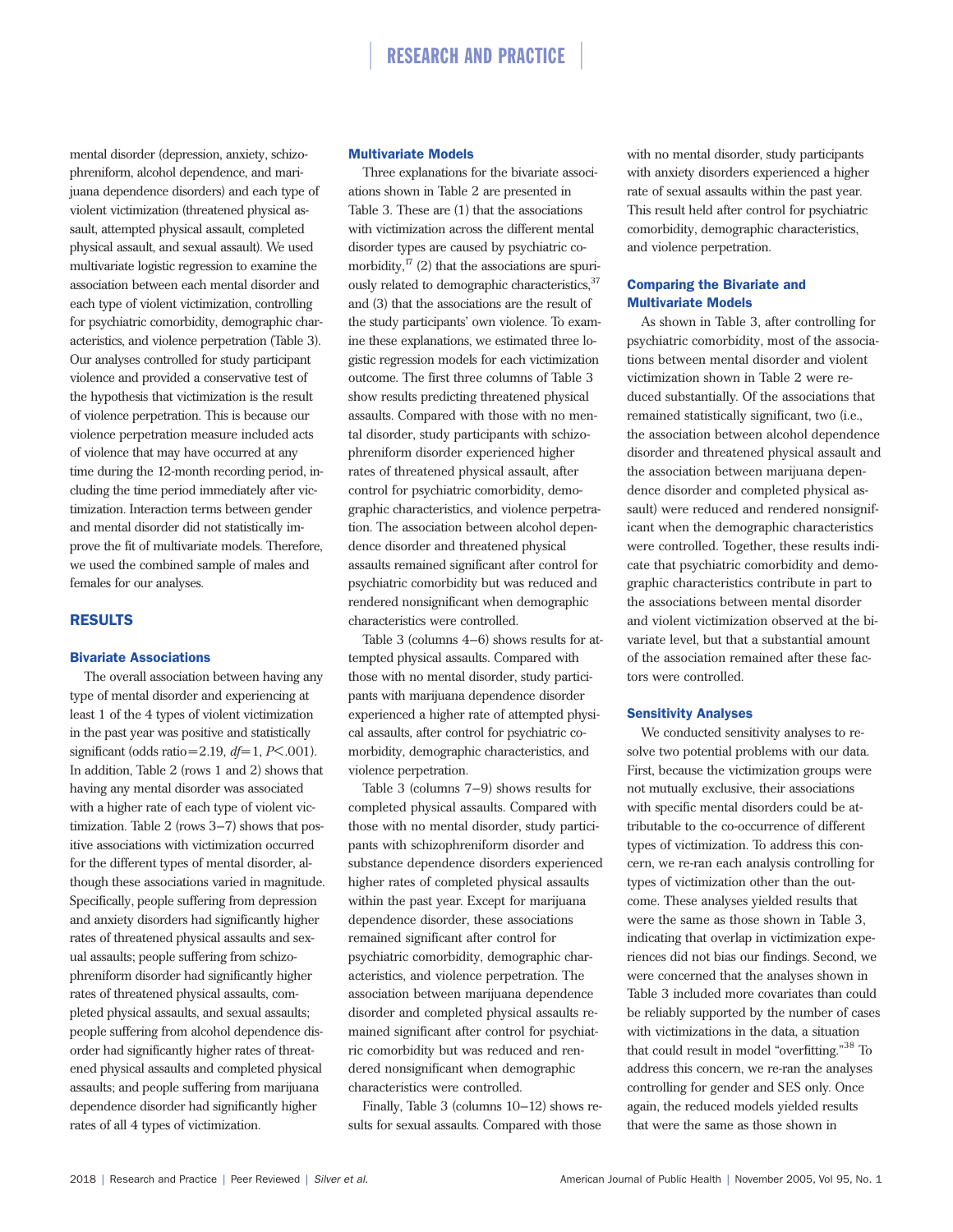mental disorder (depression, anxiety, schizophreniform, alcohol dependence, and marijuana dependence disorders) and each type of violent victimization (threatened physical assault, attempted physical assault, completed physical assault, and sexual assault). We used multivariate logistic regression to examine the association between each mental disorder and each type of violent victimization, controlling for psychiatric comorbidity, demographic characteristics, and violence perpetration (Table 3). Our analyses controlled for study participant violence and provided a conservative test of the hypothesis that victimization is the result of violence perpetration. This is because our violence perpetration measure included acts of violence that may have occurred at any time during the 12-month recording period, including the time period immediately after victimization. Interaction terms between gender and mental disorder did not statistically improve the fit of multivariate models. Therefore, we used the combined sample of males and females for our analyses.

## RESULTS

### Bivariate Associations

The overall association between having any type of mental disorder and experiencing at least 1 of the 4 types of violent victimization in the past year was positive and statistically significant (odds ratio=2.19, $df$=1, $P$<.001). In addition, Table 2 (rows 1 and 2) shows that having any mental disorder was associated with a higher rate of each type of violent victimization. Table 2 (rows 3–7) shows that positive associations with victimization occurred for the different types of mental disorder, although these associations varied in magnitude. Specifically, people suffering from depression and anxiety disorders had significantly higher rates of threatened physical assaults and sexual assaults; people suffering from schizophreniform disorder had significantly higher rates of threatened physical assaults, completed physical assaults, and sexual assaults; people suffering from alcohol dependence disorder had significantly higher rates of threatened physical assaults and completed physical assaults; and people suffering from marijuana dependence disorder had significantly higher rates of all 4 types of victimization.

### Multivariate Models

Three explanations for the bivariate associations shown in Table 2 are presented in Table 3. These are (1) that the associations with victimization across the different mental disorder types are caused by psychiatric comorbidity,[17] (2) that the associations are spuriously related to demographic characteristics,[37] and (3) that the associations are the result of the study participants' own violence. To examine these explanations, we estimated three logistic regression models for each victimization outcome. The first three columns of Table 3 show results predicting threatened physical assaults. Compared with those with no mental disorder, study participants with schizophreniform disorder experienced higher rates of threatened physical assault, after control for psychiatric comorbidity, demographic characteristics, and violence perpetration. The association between alcohol dependence disorder and threatened physical assaults remained significant after control for psychiatric comorbidity but was reduced and rendered nonsignificant when demographic characteristics were controlled.

Table 3 (columns 4–6) shows results for attempted physical assaults. Compared with those with no mental disorder, study participants with marijuana dependence disorder experienced a higher rate of attempted physical assaults, after control for psychiatric comorbidity, demographic characteristics, and violence perpetration.

Table 3 (columns 7–9) shows results for completed physical assaults. Compared with those with no mental disorder, study participants with schizophreniform disorder and substance dependence disorders experienced higher rates of completed physical assaults within the past year. Except for marijuana dependence disorder, these associations remained significant after control for psychiatric comorbidity, demographic characteristics, and violence perpetration. The association between marijuana dependence disorder and completed physical assaults remained significant after control for psychiatric comorbidity but was reduced and rendered nonsignificant when demographic characteristics were controlled.

Finally, Table 3 (columns 10–12) shows results for sexual assaults. Compared with those with no mental disorder, study participants with anxiety disorders experienced a higher rate of sexual assaults within the past year. This result held after control for psychiatric comorbidity, demographic characteristics, and violence perpetration.

### Comparing the Bivariate and Multivariate Models

As shown in Table 3, after controlling for psychiatric comorbidity, most of the associations between mental disorder and violent victimization shown in Table 2 were reduced substantially. Of the associations that remained statistically significant, two (i.e., the association between alcohol dependence disorder and threatened physical assault and the association between marijuana dependence disorder and completed physical assault) were reduced and rendered nonsignificant when the demographic characteristics were controlled. Together, these results indicate that psychiatric comorbidity and demographic characteristics contribute in part to the associations between mental disorder and violent victimization observed at the bivariate level, but that a substantial amount of the association remained after these factors were controlled.

### Sensitivity Analyses

We conducted sensitivity analyses to resolve two potential problems with our data. First, because the victimization groups were not mutually exclusive, their associations with specific mental disorders could be attributable to the co-occurrence of different types of victimization. To address this concern, we re-ran each analysis controlling for types of victimization other than the outcome. These analyses yielded results that were the same as those shown in Table 3, indicating that overlap in victimization experiences did not bias our findings. Second, we were concerned that the analyses shown in Table 3 included more covariates than could be reliably supported by the number of cases with victimizations in the data, a situation that could result in model "overfitting."[38] To address this concern, we re-ran the analyses controlling for gender and SES only. Once again, the reduced models yielded results that were the same as those shown in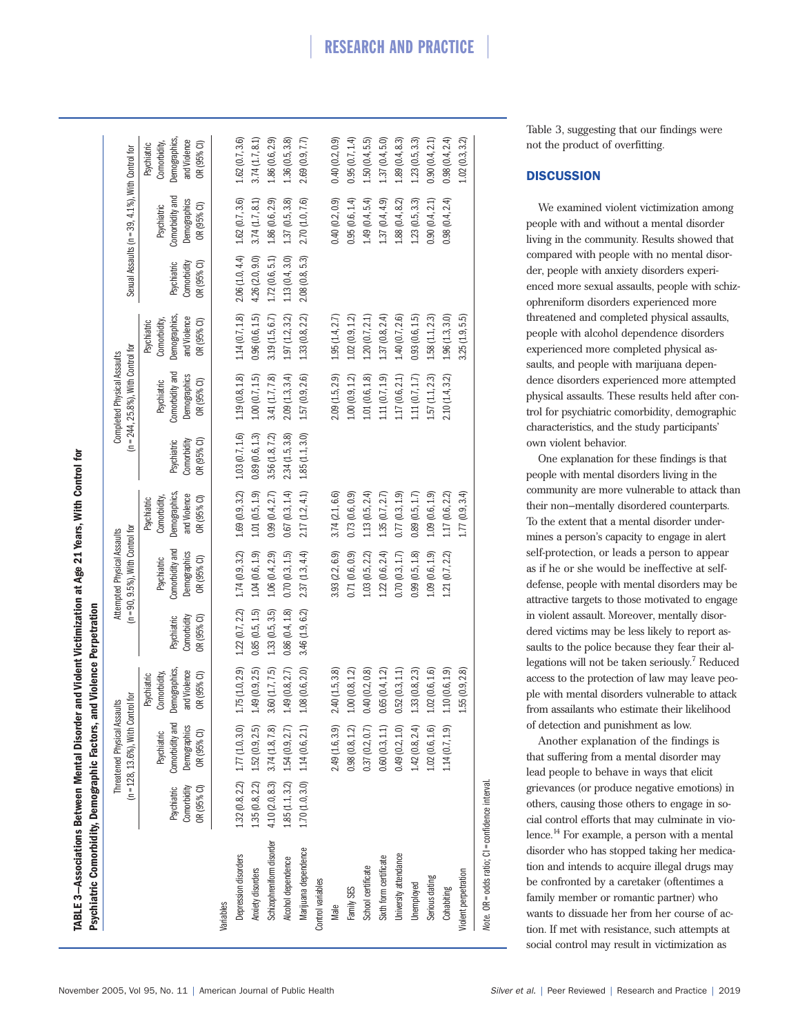**TABLE 3—Associations Between Mental Disorder and Violent Victimization at Age 21 Years, With Control for Psychiatric Comorbidity, Demographic Factors, and Violence Perpetration**

| | Threatened Physical Assaults (n = 128, 13.6%), With Control for | | | Attempted Physical Assaults (n = 90, 9.5%), With Control for | | | Completed Physical Assaults (n = 244, 25.8%), With Control for | | | Sexual Assaults (n = 39, 4.1%), With Control for | | |
|---|---|---|---|---|---|---|---|---|---|---|---|---|
| | Psychiatric Comorbidity OR (95% CI) | Psychiatric Comorbidity and Demographics OR (95% CI) | Psychiatric Comorbidity, Demographics, and Violence OR (95% CI) | Psychiatric Comorbidity OR (95% CI) | Psychiatric Comorbidity and Demographics OR (95% CI) | Psychiatric Comorbidity, Demographics, and Violence OR (95% CI) | Psychiatric Comorbidity OR (95% CI) | Psychiatric Comorbidity and Demographics OR (95% CI) | Psychiatric Comorbidity, Demographics, and Violence OR (95% CI) | Psychiatric Comorbidity OR (95% CI) | Psychiatric Comorbidity and Demographics OR (95% CI) | Psychiatric Comorbidity, Demographics, and Violence OR (95% CI) |
| Variables | | | | | | | | | | | | |
| Depression disorders | 1.32 (0.8, 2.2) | 1.77 (1.0, 3.0) | 1.75 (1.0, 2.9) | 1.22 (0.7, 2.2) | 1.74 (0.9, 3.2) | 1.69 (0.9, 3.2) | 1.03 (0.7, 1.6) | 1.19 (0.8, 1.8) | 1.14 (0.7, 1.8) | 2.06 (1.0, 4.4) | 1.62 (0.7, 3.6) | 1.62 (0.7, 3.6) |
| Anxiety disorders | 1.35 (0.8, 2.2) | 1.52 (0.9, 2.5) | 1.49 (0.9, 2.5) | 0.85 (0.5, 1.5) | 1.04 (0.6, 1.9) | 1.01 (0.5, 1.9) | 0.89 (0.6, 1.3) | 1.00 (0.7, 1.5) | 0.96 (0.6, 1.5) | 4.26 (2.0, 9.0) | 3.74 (1.7, 8.1) | 3.74 (1.7, 8.1) |
| Schizophreniform disorder | 4.10 (2.0, 8.3) | 3.74 (1.8, 7.8) | 3.60 (1.7, 7.5) | 1.33 (0.5, 3.5) | 1.06 (0.4, 2.9) | 0.99 (0.4, 2.7) | 3.56 (1.8, 7.2) | 3.41 (1.7, 7.8) | 3.19 (1.5, 6.7) | 1.72 (0.6, 5.1) | 1.86 (0.6, 2.9) | 1.86 (0.6, 2.9) |
| Alcohol dependence | 1.85 (1.1, 3.2) | 1.54 (0.9, 2.7) | 1.49 (0.8, 2.7) | 0.86 (0.4, 1.8) | 0.70 (0.3, 1.5) | 0.67 (0.3, 1.4) | 2.34 (1.5, 3.8) | 2.09 (1.3, 3.4) | 1.97 (1.2, 3.2) | 1.13 (0.4, 3.0) | 1.37 (0.5, 3.8) | 1.36 (0.5, 3.8) |
| Marijuana dependence | 1.70 (1.0, 3.0) | 1.14 (0.6, 2.1) | 1.08 (0.6, 2.0) | 3.46 (1.9, 6.2) | 2.37 (1.3, 4.4) | 2.17 (1.2, 4.1) | 1.85 (1.1, 3.0) | 1.57 (0.9, 2.6) | 1.33 (0.8, 2.2) | 2.08 (0.8, 5.3) | 2.70 (1.0, 7.6) | 2.69 (0.9, 7.7) |
| Control variables | | | | | | | | | | | | |
| Male | | 2.49 (1.6, 3.9) | 2.40 (1.5, 3.8) | | 3.93 (2.2, 6.9) | 3.74 (2.1, 6.6) | | 2.09 (1.5, 2.9) | 1.95 (1.4, 2.7) | | 0.40 (0.2, 0.9) | 0.40 (0.2, 0.9) |
| Family SES | | 0.98 (0.8, 1.2) | 1.00 (0.8, 1.2) | | 0.71 (0.6, 0.9) | 0.73 (0.6, 0.9) | | 1.00 (0.9, 1.2) | 1.02 (0.9, 1.2) | | 0.95 (0.6, 1.4) | 0.95 (0.7, 1.4) |
| School certificate | | 0.37 (0.2, 0.7) | 0.40 (0.2, 0.8) | | 1.03 (0.5, 2.2) | 1.13 (0.5, 2.4) | | 1.01 (0.6, 1.8) | 1.20 (0.7, 2.1) | | 1.49 (0.4, 5.4) | 1.50 (0.4, 5.5) |
| Sixth form certificate | | 0.60 (0.3, 1.1) | 0.65 (0.4, 1.2) | | 1.22 (0.6, 2.4) | 1.35 (0.7, 2.7) | | 1.11 (0.7, 1.9) | 1.37 (0.8, 2.4) | | 1.37 (0.4, 4.9) | 1.37 (0.4, 5.0) |
| University attendance | | 0.49 (0.2, 1.0) | 0.52 (0.3, 1.1) | | 0.70 (0.3, 1.7) | 0.77 (0.3, 1.9) | | 1.17 (0.6, 2.1) | 1.40 (0.7, 2.6) | | 1.88 (0.4, 8.2) | 1.89 (0.4, 8.3) |
| Unemployed | | 1.42 (0.8, 2.4) | 1.33 (0.8, 2.3) | | 0.99 (0.5, 1.8) | 0.89 (0.5, 1.7) | | 1.11 (0.7, 1.7) | 0.93 (0.6, 1.5) | | 1.23 (0.5, 3.3) | 1.23 (0.5, 3.3) |
| Serious dating | | 1.02 (0.6, 1.6) | 1.02 (0.6, 1.6) | | 1.09 (0.6, 1.9) | 1.09 (0.6, 1.9) | | 1.57 (1.1, 2.3) | 1.58 (1.1, 2.3) | | 0.90 (0.4, 2.1) | 0.90 (0.4, 2.1) |
| Cohabiting | | 1.14 (0.7, 1.9) | 1.10 (0.6, 1.9) | | 1.21 (0.7, 2.2) | 1.17 (0.6, 2.2) | | 2.10 (1.4, 3.2) | 1.96 (1.3, 3.0) | | 0.98 (0.4, 2.4) | 0.98 (0.4, 2.4) |
| Violent perpetration | | | 1.55 (0.9, 2.8) | | | 1.77 (0.9, 3.4) | | | 3.25 (1.9, 5.5) | | | 1.02 (0.3, 3.2) |

*Note.* OR = odds ratio; CI = confidence interval.

Table 3, suggesting that our findings were not the product of overfitting.

## DISCUSSION

We examined violent victimization among people with and without a mental disorder living in the community. Results showed that compared with people with no mental disorder, people with anxiety disorders experienced more sexual assaults, people with schizophreniform disorders experienced more threatened and completed physical assaults, people with alcohol dependence disorders experienced more completed physical assaults, and people with marijuana dependence disorders experienced more attempted physical assaults. These results held after control for psychiatric comorbidity, demographic characteristics, and the study participants' own violent behavior.

One explanation for these findings is that people with mental disorders living in the community are more vulnerable to attack than their non–mentally disordered counterparts. To the extent that a mental disorder undermines a person's capacity to engage in alert self-protection, or leads a person to appear as if he or she would be ineffective at self-defense, people with mental disorders may be attractive targets to those motivated to engage in violent assault. Moreover, mentally disordered victims may be less likely to report assaults to the police because they fear their allegations will not be taken seriously.[7] Reduced access to the protection of law may leave people with mental disorders vulnerable to attack from assailants who estimate their likelihood of detection and punishment as low.

Another explanation of the findings is that suffering from a mental disorder may lead people to behave in ways that elicit grievances (or produce negative emotions) in others, causing those others to engage in social control efforts that may culminate in violence.[14] For example, a person with a mental disorder who has stopped taking her medication and intends to acquire illegal drugs may be confronted by a caretaker (oftentimes a family member or romantic partner) who wants to dissuade her from her course of action. If met with resistance, such attempts at social control may result in victimization as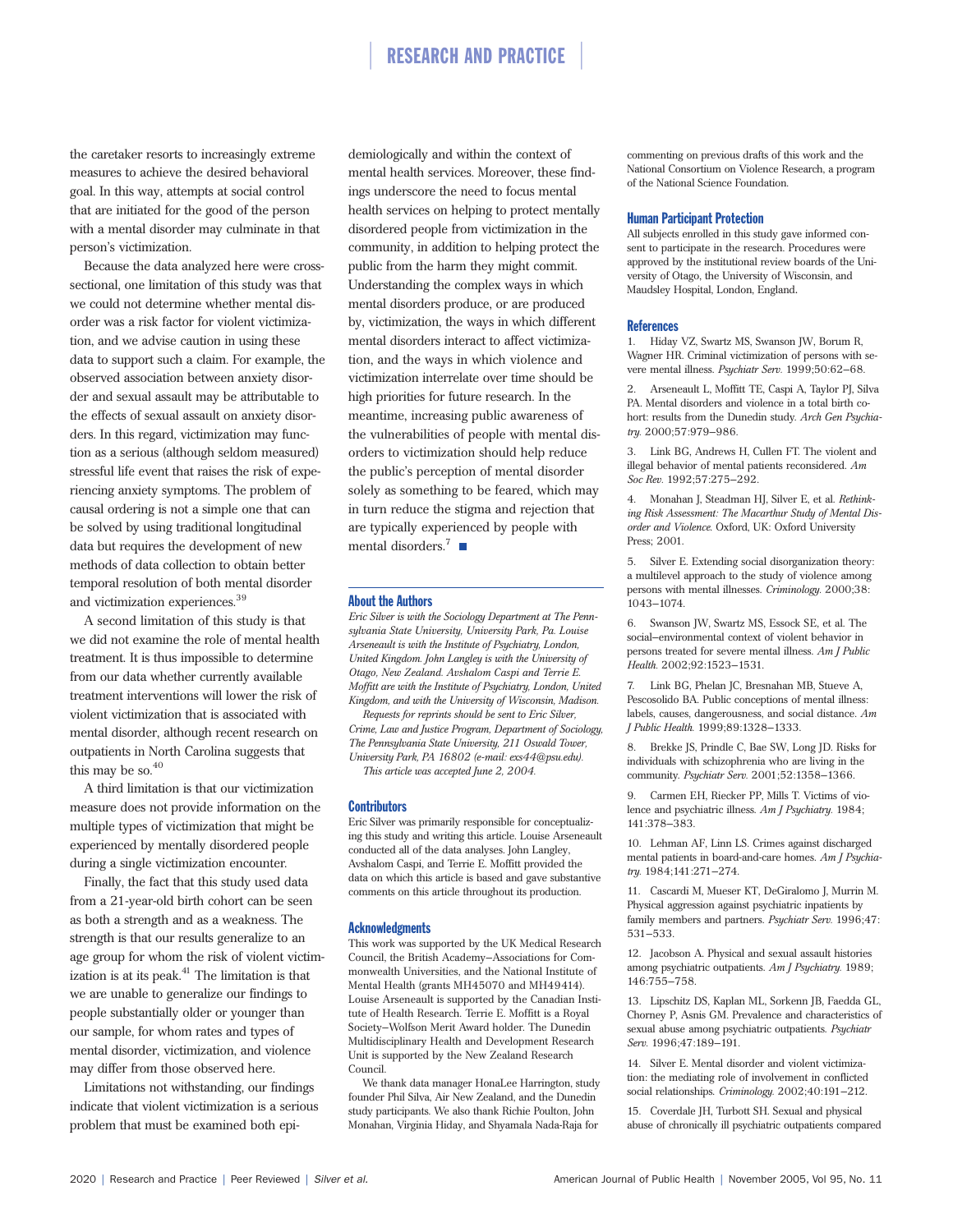the caretaker resorts to increasingly extreme measures to achieve the desired behavioral goal. In this way, attempts at social control that are initiated for the good of the person with a mental disorder may culminate in that person's victimization.

Because the data analyzed here were cross-sectional, one limitation of this study was that we could not determine whether mental disorder was a risk factor for violent victimization, and we advise caution in using these data to support such a claim. For example, the observed association between anxiety disorder and sexual assault may be attributable to the effects of sexual assault on anxiety disorders. In this regard, victimization may function as a serious (although seldom measured) stressful life event that raises the risk of experiencing anxiety symptoms. The problem of causal ordering is not a simple one that can be solved by using traditional longitudinal data but requires the development of new methods of data collection to obtain better temporal resolution of both mental disorder and victimization experiences.[39]

A second limitation of this study is that we did not examine the role of mental health treatment. It is thus impossible to determine from our data whether currently available treatment interventions will lower the risk of violent victimization that is associated with mental disorder, although recent research on outpatients in North Carolina suggests that this may be so.[40]

A third limitation is that our victimization measure does not provide information on the multiple types of victimization that might be experienced by mentally disordered people during a single victimization encounter.

Finally, the fact that this study used data from a 21-year-old birth cohort can be seen as both a strength and as a weakness. The strength is that our results generalize to an age group for whom the risk of violent victimization is at its peak.[41] The limitation is that we are unable to generalize our findings to people substantially older or younger than our sample, for whom rates and types of mental disorder, victimization, and violence may differ from those observed here.

Limitations not withstanding, our findings indicate that violent victimization is a serious problem that must be examined both epidemiologically and within the context of mental health services. Moreover, these findings underscore the need to focus mental health services on helping to protect mentally disordered people from victimization in the community, in addition to helping protect the public from the harm they might commit. Understanding the complex ways in which mental disorders produce, or are produced by, victimization, the ways in which different mental disorders interact to affect victimization, and the ways in which violence and victimization interrelate over time should be high priorities for future research. In the meantime, increasing public awareness of the vulnerabilities of people with mental disorders to victimization should help reduce the public's perception of mental disorder solely as something to be feared, which may in turn reduce the stigma and rejection that are typically experienced by people with mental disorders.[7] ■

## About the Authors

*Eric Silver is with the Sociology Department at The Pennsylvania State University, University Park, Pa. Louise Arseneault is with the Institute of Psychiatry, London, United Kingdom. John Langley is with the University of Otago, New Zealand. Avshalom Caspi and Terrie E. Moffitt are with the Institute of Psychiatry, London, United Kingdom, and with the University of Wisconsin, Madison.*

*Requests for reprints should be sent to Eric Silver, Crime, Law and Justice Program, Department of Sociology, The Pennsylvania State University, 211 Oswald Tower, University Park, PA 16802 (e-mail: exs44@psu.edu).*

*This article was accepted June 2, 2004.*

## Contributors

Eric Silver was primarily responsible for conceptualizing this study and writing this article. Louise Arseneault conducted all of the data analyses. John Langley, Avshalom Caspi, and Terrie E. Moffitt provided the data on which this article is based and gave substantive comments on this article throughout its production.

## Acknowledgments

This work was supported by the UK Medical Research Council, the British Academy–Associations for Commonwealth Universities, and the National Institute of Mental Health (grants MH45070 and MH49414). Louise Arseneault is supported by the Canadian Institute of Health Research. Terrie E. Moffitt is a Royal Society–Wolfson Merit Award holder. The Dunedin Multidisciplinary Health and Development Research Unit is supported by the New Zealand Research Council.

We thank data manager HonaLee Harrington, study founder Phil Silva, Air New Zealand, and the Dunedin study participants. We also thank Richie Poulton, John Monahan, Virginia Hiday, and Shyamala Nada-Raja for commenting on previous drafts of this work and the National Consortium on Violence Research, a program of the National Science Foundation.

## Human Participant Protection

All subjects enrolled in this study gave informed consent to participate in the research. Procedures were approved by the institutional review boards of the University of Otago, the University of Wisconsin, and Maudsley Hospital, London, England.

## References

1. Hiday VZ, Swartz MS, Swanson JW, Borum R, Wagner HR. Criminal victimization of persons with severe mental illness. *Psychiatr Serv.* 1999;50:62–68.

2. Arseneault L, Moffitt TE, Caspi A, Taylor PJ, Silva PA. Mental disorders and violence in a total birth cohort: results from the Dunedin study. *Arch Gen Psychiatry.* 2000;57:979–986.

3. Link BG, Andrews H, Cullen FT. The violent and illegal behavior of mental patients reconsidered. *Am Soc Rev.* 1992;57:275–292.

4. Monahan J, Steadman HJ, Silver E, et al. *Rethinking Risk Assessment: The Macarthur Study of Mental Disorder and Violence.* Oxford, UK: Oxford University Press; 2001.

5. Silver E. Extending social disorganization theory: a multilevel approach to the study of violence among persons with mental illnesses. *Criminology.* 2000;38:1043–1074.

6. Swanson JW, Swartz MS, Essock SE, et al. The social–environmental context of violent behavior in persons treated for severe mental illness. *Am J Public Health.* 2002;92:1523–1531.

7. Link BG, Phelan JC, Bresnahan MB, Stueve A, Pescosolido BA. Public conceptions of mental illness: labels, causes, dangerousness, and social distance. *Am J Public Health.* 1999;89:1328–1333.

8. Brekke JS, Prindle C, Bae SW, Long JD. Risks for individuals with schizophrenia who are living in the community. *Psychiatr Serv.* 2001;52:1358–1366.

9. Carmen EH, Riecker PP, Mills T. Victims of violence and psychiatric illness. *Am J Psychiatry.* 1984;141:378–383.

10. Lehman AF, Linn LS. Crimes against discharged mental patients in board-and-care homes. *Am J Psychiatry.* 1984;141:271–274.

11. Cascardi M, Mueser KT, DeGiralomo J, Murrin M. Physical aggression against psychiatric inpatients by family members and partners. *Psychiatr Serv.* 1996;47:531–533.

12. Jacobson A. Physical and sexual assault histories among psychiatric outpatients. *Am J Psychiatry.* 1989;146:755–758.

13. Lipschitz DS, Kaplan ML, Sorkenn JB, Faedda GL, Chorney P, Asnis GM. Prevalence and characteristics of sexual abuse among psychiatric outpatients. *Psychiatr Serv.* 1996;47:189–191.

14. Silver E. Mental disorder and violent victimization: the mediating role of involvement in conflicted social relationships. *Criminology.* 2002;40:191–212.

15. Coverdale JH, Turbott SH. Sexual and physical abuse of chronically ill psychiatric outpatients compared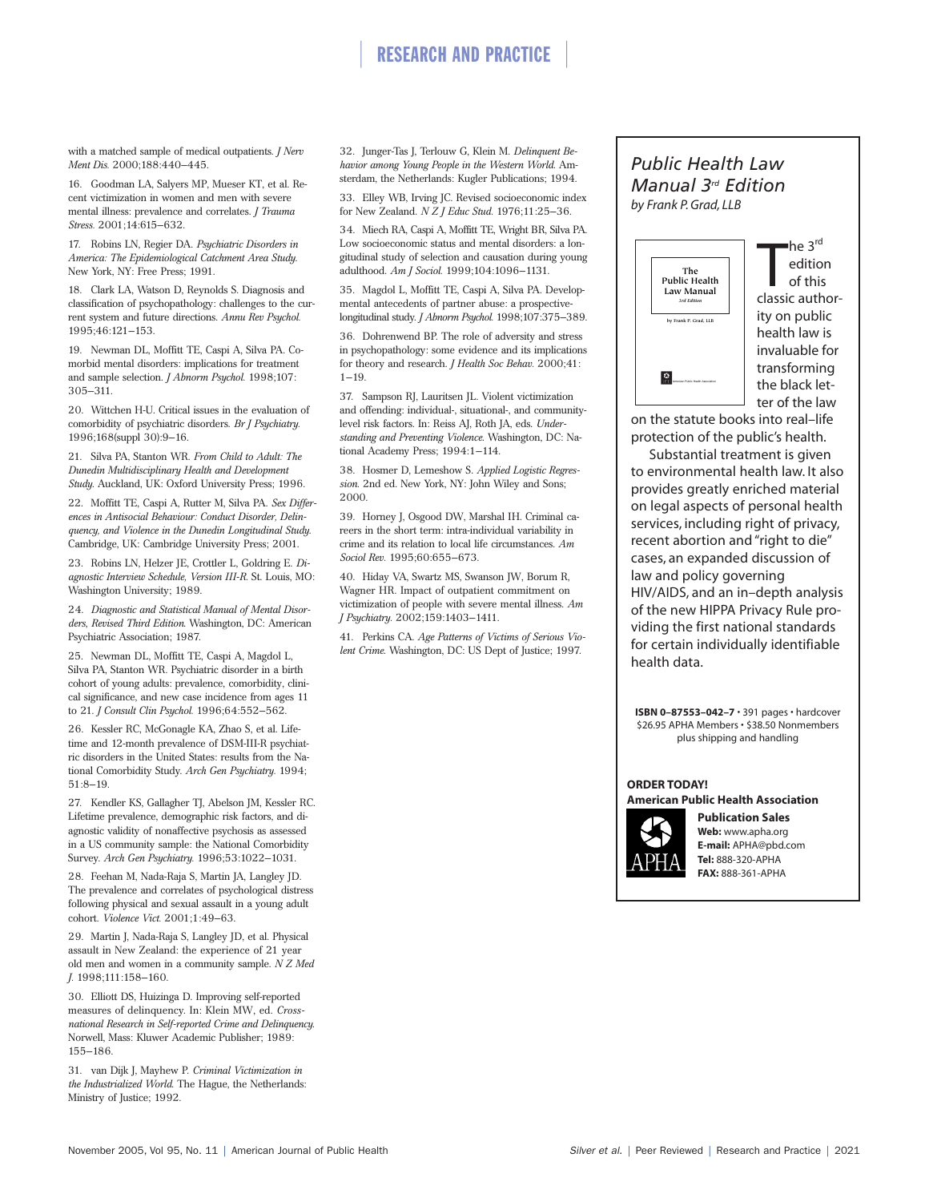with a matched sample of medical outpatients. *J Nerv Ment Dis.* 2000;188:440–445.

16. Goodman LA, Salyers MP, Mueser KT, et al. Recent victimization in women and men with severe mental illness: prevalence and correlates. *J Trauma Stress.* 2001;14:615–632.

17. Robins LN, Regier DA. *Psychiatric Disorders in America: The Epidemiological Catchment Area Study.* New York, NY: Free Press; 1991.

18. Clark LA, Watson D, Reynolds S. Diagnosis and classification of psychopathology: challenges to the current system and future directions. *Annu Rev Psychol.* 1995;46:121–153.

19. Newman DL, Moffitt TE, Caspi A, Silva PA. Comorbid mental disorders: implications for treatment and sample selection. *J Abnorm Psychol.* 1998;107:305–311.

20. Wittchen H-U. Critical issues in the evaluation of comorbidity of psychiatric disorders. *Br J Psychiatry.* 1996;168(suppl 30):9–16.

21. Silva PA, Stanton WR. *From Child to Adult: The Dunedin Multidisciplinary Health and Development Study.* Auckland, UK: Oxford University Press; 1996.

22. Moffitt TE, Caspi A, Rutter M, Silva PA. *Sex Differences in Antisocial Behaviour: Conduct Disorder, Delinquency, and Violence in the Dunedin Longitudinal Study.* Cambridge, UK: Cambridge University Press; 2001.

23. Robins LN, Helzer JE, Crottler L, Goldring E. *Diagnostic Interview Schedule, Version III-R.* St. Louis, MO: Washington University; 1989.

24. *Diagnostic and Statistical Manual of Mental Disorders, Revised Third Edition.* Washington, DC: American Psychiatric Association; 1987.

25. Newman DL, Moffitt TE, Caspi A, Magdol L, Silva PA, Stanton WR. Psychiatric disorder in a birth cohort of young adults: prevalence, comorbidity, clinical significance, and new case incidence from ages 11 to 21. *J Consult Clin Psychol.* 1996;64:552–562.

26. Kessler RC, McGonagle KA, Zhao S, et al. Lifetime and 12-month prevalence of DSM-III-R psychiatric disorders in the United States: results from the National Comorbidity Study. *Arch Gen Psychiatry.* 1994;51:8–19.

27. Kendler KS, Gallagher TJ, Abelson JM, Kessler RC. Lifetime prevalence, demographic risk factors, and diagnostic validity of nonaffective psychosis as assessed in a US community sample: the National Comorbidity Survey. *Arch Gen Psychiatry.* 1996;53:1022–1031.

28. Feehan M, Nada-Raja S, Martin JA, Langley JD. The prevalence and correlates of psychological distress following physical and sexual assault in a young adult cohort. *Violence Vict.* 2001;1:49–63.

29. Martin J, Nada-Raja S, Langley JD, et al. Physical assault in New Zealand: the experience of 21 year old men and women in a community sample. *N Z Med J.* 1998;111:158–160.

30. Elliott DS, Huizinga D. Improving self-reported measures of delinquency. In: Klein MW, ed. *Cross-national Research in Self-reported Crime and Delinquency.* Norwell, Mass: Kluwer Academic Publisher; 1989:155–186.

31. van Dijk J, Mayhew P. *Criminal Victimization in the Industrialized World.* The Hague, the Netherlands: Ministry of Justice; 1992.

32. Junger-Tas J, Terlouw G, Klein M. *Delinquent Behavior among Young People in the Western World.* Amsterdam, the Netherlands: Kugler Publications; 1994.

33. Elley WB, Irving JC. Revised socioeconomic index for New Zealand. *N Z J Educ Stud.* 1976;11:25–36.

34. Miech RA, Caspi A, Moffitt TE, Wright BR, Silva PA. Low socioeconomic status and mental disorders: a longitudinal study of selection and causation during young adulthood. *Am J Sociol.* 1999;104:1096–1131.

35. Magdol L, Moffitt TE, Caspi A, Silva PA. Developmental antecedents of partner abuse: a prospective-longitudinal study. *J Abnorm Psychol.* 1998;107:375–389.

36. Dohrenwend BP. The role of adversity and stress in psychopathology: some evidence and its implications for theory and research. *J Health Soc Behav.* 2000;41:1–19.

37. Sampson RJ, Lauritsen JL. Violent victimization and offending: individual-, situational-, and community-level risk factors. In: Reiss AJ, Roth JA, eds. *Understanding and Preventing Violence.* Washington, DC: National Academy Press; 1994:1–114.

38. Hosmer D, Lemeshow S. *Applied Logistic Regression.* 2nd ed. New York, NY: John Wiley and Sons; 2000.

39. Horney J, Osgood DW, Marshal IH. Criminal careers in the short term: intra-individual variability in crime and its relation to local life circumstances. *Am Sociol Rev.* 1995;60:655–673.

40. Hiday VA, Swartz MS, Swanson JW, Borum R, Wagner HR. Impact of outpatient commitment on victimization of people with severe mental illness. *Am J Psychiatry.* 2002;159:1403–1411.

41. Perkins CA. *Age Patterns of Victims of Serious Violent Crime.* Washington, DC: US Dept of Justice; 1997.

## *Public Health Law Manual 3rd Edition*

*by Frank P. Grad, LLB*

The 3rd edition of this classic authority on public health law is invaluable for transforming the black letter of the law on the statute books into real–life protection of the public's health.

Substantial treatment is given to environmental health law. It also provides greatly enriched material on legal aspects of personal health services, including right of privacy, recent abortion and "right to die" cases, an expanded discussion of law and policy governing HIV/AIDS, and an in–depth analysis of the new HIPPA Privacy Rule providing the first national standards for certain individually identifiable health data.

**ISBN 0–87553–042–7** • 391 pages • hardcover
$26.95 APHA Members • $38.50 Nonmembers
plus shipping and handling

**ORDER TODAY!**
**American Public Health Association**

**Publication Sales**
**Web:** www.apha.org
**E-mail:** APHA@pbd.com
**Tel:** 888-320-APHA
**FAX:** 888-361-APHA